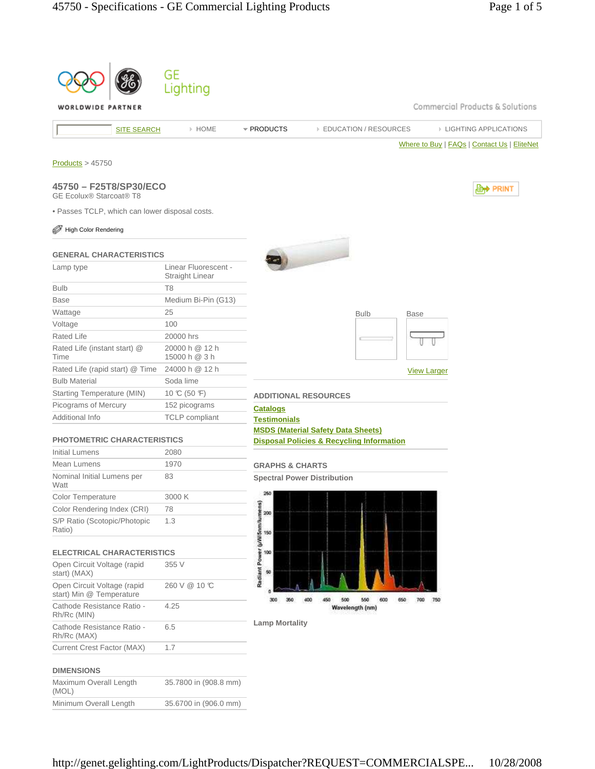WORLDWIDE PARTNER

GE Lighting

Commercial Products & Solutions

SITE SEARCH | HOME | PRODUCTS | EDUCATION / RESOURCES | LIGHTING APPLICATIONS

Where to Buy | FAQs | Contact Us | EliteNet

Products > 45750

## 45750 – F25T8/SP30/ECO

GE Ecolux® Starcoat® T8

PRINT

- Passes TCLP, which can lower disposal costs.

High Color Rendering

### GENERAL CHARACTERISTICS

| | |
|---|---|
| Lamp type | Linear Fluorescent - Straight Linear |
| Bulb | T8 |
| Base | Medium Bi-Pin (G13) |
| Wattage | 25 |
| Voltage | 100 |
| Rated Life | 20000 hrs |
| Rated Life (instant start) @ Time | 20000 h @ 12 h<br>15000 h @ 3 h |
| Rated Life (rapid start) @ Time | 24000 h @ 12 h |
| Bulb Material | Soda lime |
| Starting Temperature (MIN) | 10 ℃ (50 ℉) |
| Picograms of Mercury | 152 picograms |
| Additional Info | TCLP compliant |

### PHOTOMETRIC CHARACTERISTICS

| | |
|---|---|
| Initial Lumens | 2080 |
| Mean Lumens | 1970 |
| Nominal Initial Lumens per Watt | 83 |
| Color Temperature | 3000 K |
| Color Rendering Index (CRI) | 78 |
| S/P Ratio (Scotopic/Photopic Ratio) | 1.3 |

### ELECTRICAL CHARACTERISTICS

| | |
|---|---|
| Open Circuit Voltage (rapid start) (MAX) | 355 V |
| Open Circuit Voltage (rapid start) Min @ Temperature | 260 V @ 10 ℃ |
| Cathode Resistance Ratio - Rh/Rc (MIN) | 4.25 |
| Cathode Resistance Ratio - Rh/Rc (MAX) | 6.5 |
| Current Crest Factor (MAX) | 1.7 |

### DIMENSIONS

| | |
|---|---|
| Maximum Overall Length (MOL) | 35.7800 in (908.8 mm) |
| Minimum Overall Length | 35.6700 in (906.0 mm) |

Bulb | Base

View Larger

### ADDITIONAL RESOURCES

Catalogs
Testimonials
MSDS (Material Safety Data Sheets)
Disposal Policies & Recycling Information

### GRAPHS & CHARTS

**Spectral Power Distribution**

Radiant Power (µW/5nm/lumens)

Wavelength (nm)

**Lamp Mortality**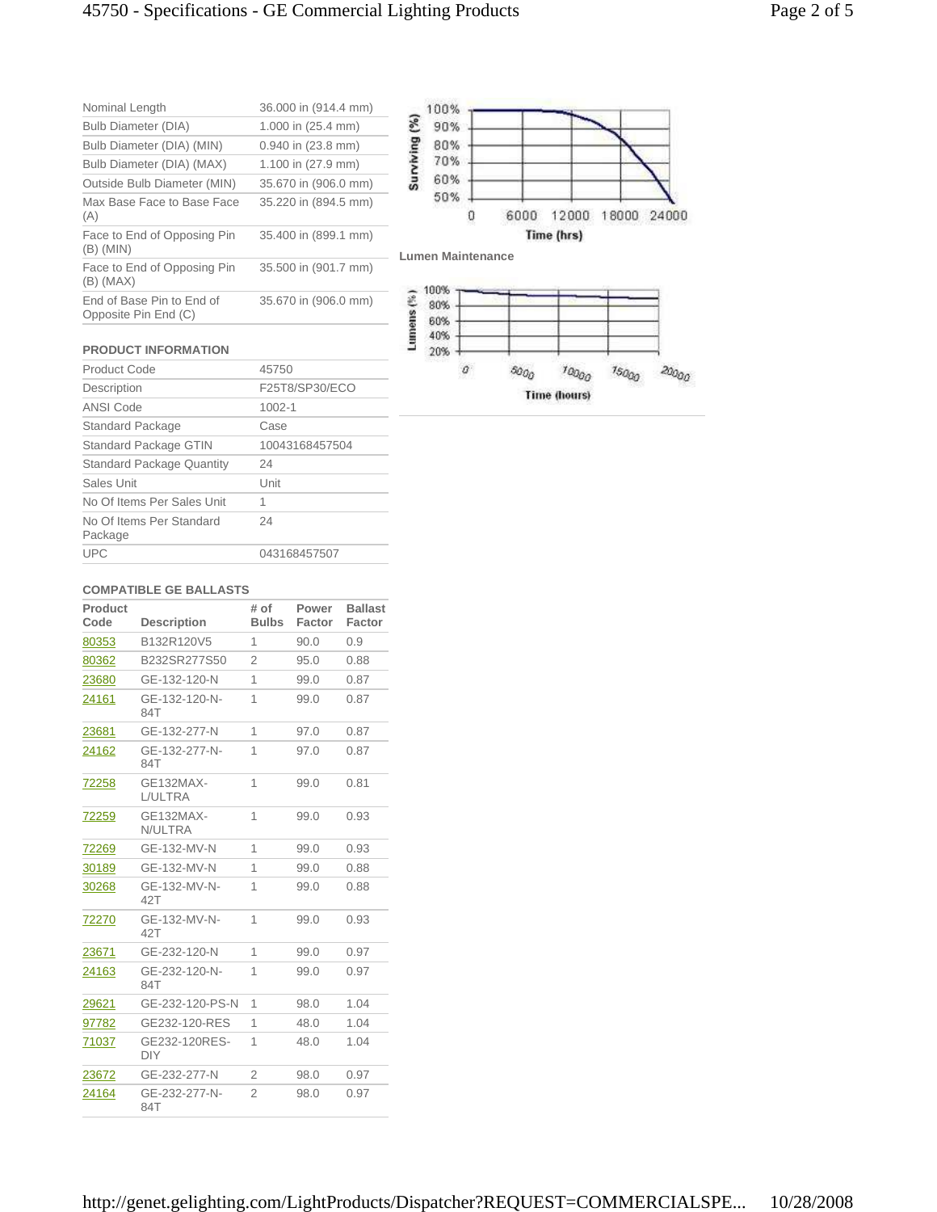| | |
|---|---|
| Nominal Length | 36.000 in (914.4 mm) |
| Bulb Diameter (DIA) | 1.000 in (25.4 mm) |
| Bulb Diameter (DIA) (MIN) | 0.940 in (23.8 mm) |
| Bulb Diameter (DIA) (MAX) | 1.100 in (27.9 mm) |
| Outside Bulb Diameter (MIN) | 35.670 in (906.0 mm) |
| Max Base Face to Base Face (A) | 35.220 in (894.5 mm) |
| Face to End of Opposing Pin (B) (MIN) | 35.400 in (899.1 mm) |
| Face to End of Opposing Pin (B) (MAX) | 35.500 in (901.7 mm) |
| End of Base Pin to End of Opposite Pin End (C) | 35.670 in (906.0 mm) |

### PRODUCT INFORMATION

| | |
|---|---|
| Product Code | 45750 |
| Description | F25T8/SP30/ECO |
| ANSI Code | 1002-1 |
| Standard Package | Case |
| Standard Package GTIN | 10043168457504 |
| Standard Package Quantity | 24 |
| Sales Unit | Unit |
| No Of Items Per Sales Unit | 1 |
| No Of Items Per Standard Package | 24 |
| UPC | 043168457507 |

### COMPATIBLE GE BALLASTS

| Product Code | Description | # of Bulbs | Power Factor | Ballast Factor |
|---|---|---|---|---|
| 80353 | B132R120V5 | 1 | 90.0 | 0.9 |
| 80362 | B232SR277S50 | 2 | 95.0 | 0.88 |
| 23680 | GE-132-120-N | 1 | 99.0 | 0.87 |
| 24161 | GE-132-120-N-84T | 1 | 99.0 | 0.87 |
| 23681 | GE-132-277-N | 1 | 97.0 | 0.87 |
| 24162 | GE-132-277-N-84T | 1 | 97.0 | 0.87 |
| 72258 | GE132MAX-L/ULTRA | 1 | 99.0 | 0.81 |
| 72259 | GE132MAX-N/ULTRA | 1 | 99.0 | 0.93 |
| 72269 | GE-132-MV-N | 1 | 99.0 | 0.93 |
| 30189 | GE-132-MV-N | 1 | 99.0 | 0.88 |
| 30268 | GE-132-MV-N-42T | 1 | 99.0 | 0.88 |
| 72270 | GE-132-MV-N-42T | 1 | 99.0 | 0.93 |
| 23671 | GE-232-120-N | 1 | 99.0 | 0.97 |
| 24163 | GE-232-120-N-84T | 1 | 99.0 | 0.97 |
| 29621 | GE-232-120-PS-N | 1 | 98.0 | 1.04 |
| 97782 | GE232-120-RES | 1 | 48.0 | 1.04 |
| 71037 | GE232-120RES-DIY | 1 | 48.0 | 1.04 |
| 23672 | GE-232-277-N | 2 | 98.0 | 0.97 |
| 24164 | GE-232-277-N-84T | 2 | 98.0 | 0.97 |

Surviving (%) vs. Time (hrs): 100%, 90%, 80%, 70%, 60%, 50%; 0, 6000, 12000, 18000, 24000

**Lumen Maintenance**

Lumens (%) vs. Time (hours): 100%, 80%, 60%, 40%, 20%; 0, 5000, 10000, 15000, 20000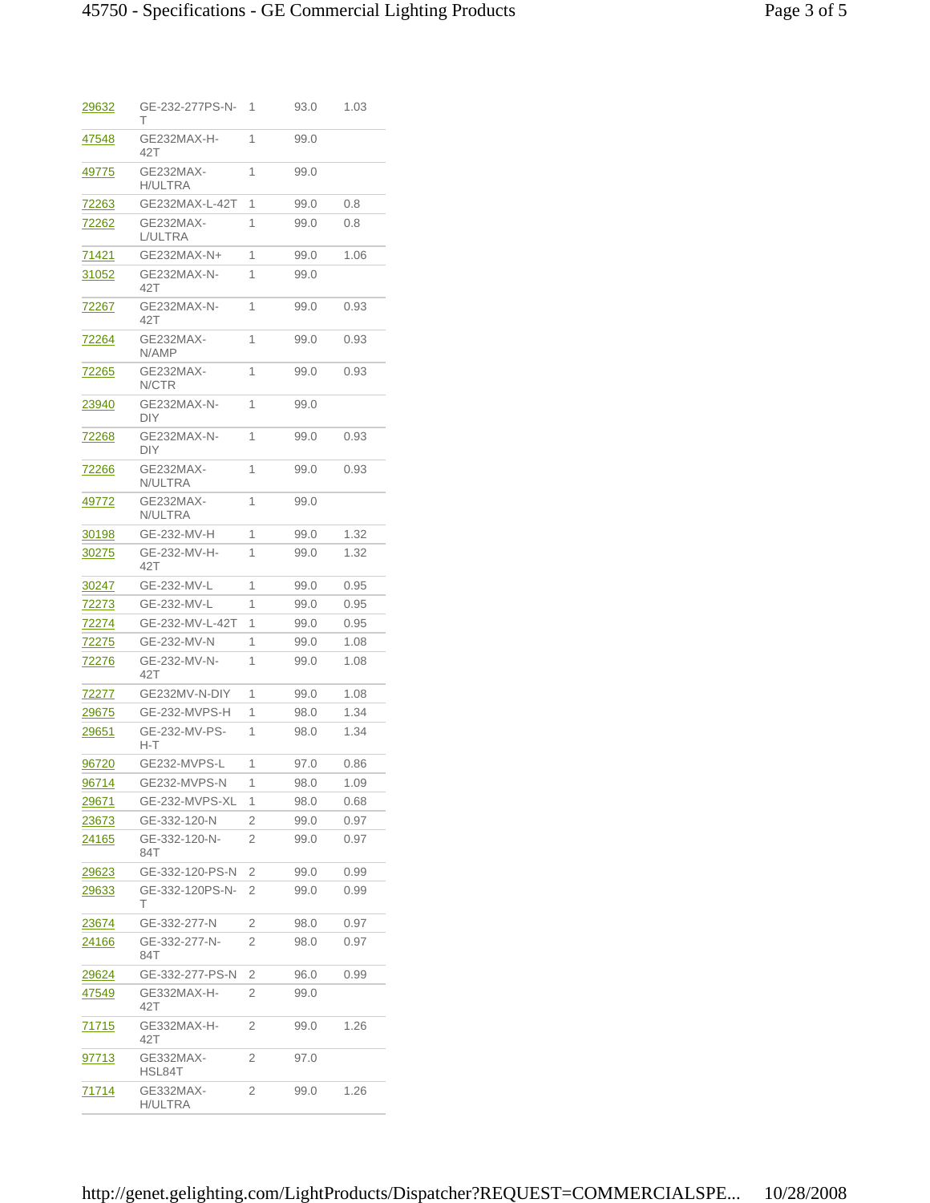| | | | | |
|---|---|---|---|---|
| 29632 | GE-232-277PS-N-T | 1 | 93.0 | 1.03 |
| 47548 | GE232MAX-H-42T | 1 | 99.0 | |
| 49775 | GE232MAX-H/ULTRA | 1 | 99.0 | |
| 72263 | GE232MAX-L-42T | 1 | 99.0 | 0.8 |
| 72262 | GE232MAX-L/ULTRA | 1 | 99.0 | 0.8 |
| 71421 | GE232MAX-N+ | 1 | 99.0 | 1.06 |
| 31052 | GE232MAX-N-42T | 1 | 99.0 | |
| 72267 | GE232MAX-N-42T | 1 | 99.0 | 0.93 |
| 72264 | GE232MAX-N/AMP | 1 | 99.0 | 0.93 |
| 72265 | GE232MAX-N/CTR | 1 | 99.0 | 0.93 |
| 23940 | GE232MAX-N-DIY | 1 | 99.0 | |
| 72268 | GE232MAX-N-DIY | 1 | 99.0 | 0.93 |
| 72266 | GE232MAX-N/ULTRA | 1 | 99.0 | 0.93 |
| 49772 | GE232MAX-N/ULTRA | 1 | 99.0 | |
| 30198 | GE-232-MV-H | 1 | 99.0 | 1.32 |
| 30275 | GE-232-MV-H-42T | 1 | 99.0 | 1.32 |
| 30247 | GE-232-MV-L | 1 | 99.0 | 0.95 |
| 72273 | GE-232-MV-L | 1 | 99.0 | 0.95 |
| 72274 | GE-232-MV-L-42T | 1 | 99.0 | 0.95 |
| 72275 | GE-232-MV-N | 1 | 99.0 | 1.08 |
| 72276 | GE-232-MV-N-42T | 1 | 99.0 | 1.08 |
| 72277 | GE232MV-N-DIY | 1 | 99.0 | 1.08 |
| 29675 | GE-232-MVPS-H | 1 | 98.0 | 1.34 |
| 29651 | GE-232-MV-PS-H-T | 1 | 98.0 | 1.34 |
| 96720 | GE232-MVPS-L | 1 | 97.0 | 0.86 |
| 96714 | GE232-MVPS-N | 1 | 98.0 | 1.09 |
| 29671 | GE-232-MVPS-XL | 1 | 98.0 | 0.68 |
| 23673 | GE-332-120-N | 2 | 99.0 | 0.97 |
| 24165 | GE-332-120-N-84T | 2 | 99.0 | 0.97 |
| 29623 | GE-332-120-PS-N | 2 | 99.0 | 0.99 |
| 29633 | GE-332-120PS-N-T | 2 | 99.0 | 0.99 |
| 23674 | GE-332-277-N | 2 | 98.0 | 0.97 |
| 24166 | GE-332-277-N-84T | 2 | 98.0 | 0.97 |
| 29624 | GE-332-277-PS-N | 2 | 96.0 | 0.99 |
| 47549 | GE332MAX-H-42T | 2 | 99.0 | |
| 71715 | GE332MAX-H-42T | 2 | 99.0 | 1.26 |
| 97713 | GE332MAX-HSL84T | 2 | 97.0 | |
| 71714 | GE332MAX-H/ULTRA | 2 | 99.0 | 1.26 |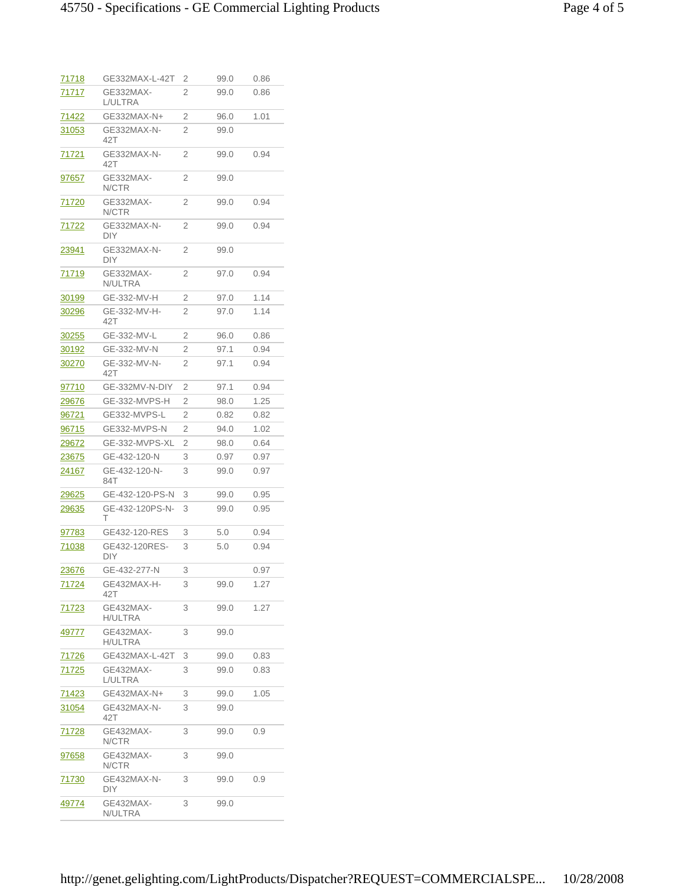| | | | | |
|---|---|---|---|---|
| 71718 | GE332MAX-L-42T | 2 | 99.0 | 0.86 |
| 71717 | GE332MAX-L/ULTRA | 2 | 99.0 | 0.86 |
| 71422 | GE332MAX-N+ | 2 | 96.0 | 1.01 |
| 31053 | GE332MAX-N-42T | 2 | 99.0 | |
| 71721 | GE332MAX-N-42T | 2 | 99.0 | 0.94 |
| 97657 | GE332MAX-N/CTR | 2 | 99.0 | |
| 71720 | GE332MAX-N/CTR | 2 | 99.0 | 0.94 |
| 71722 | GE332MAX-N-DIY | 2 | 99.0 | 0.94 |
| 23941 | GE332MAX-N-DIY | 2 | 99.0 | |
| 71719 | GE332MAX-N/ULTRA | 2 | 97.0 | 0.94 |
| 30199 | GE-332-MV-H | 2 | 97.0 | 1.14 |
| 30296 | GE-332-MV-H-42T | 2 | 97.0 | 1.14 |
| 30255 | GE-332-MV-L | 2 | 96.0 | 0.86 |
| 30192 | GE-332-MV-N | 2 | 97.1 | 0.94 |
| 30270 | GE-332-MV-N-42T | 2 | 97.1 | 0.94 |
| 97710 | GE-332MV-N-DIY | 2 | 97.1 | 0.94 |
| 29676 | GE-332-MVPS-H | 2 | 98.0 | 1.25 |
| 96721 | GE332-MVPS-L | 2 | 0.82 | 0.82 |
| 96715 | GE332-MVPS-N | 2 | 94.0 | 1.02 |
| 29672 | GE-332-MVPS-XL | 2 | 98.0 | 0.64 |
| 23675 | GE-432-120-N | 3 | 0.97 | 0.97 |
| 24167 | GE-432-120-N-84T | 3 | 99.0 | 0.97 |
| 29625 | GE-432-120-PS-N | 3 | 99.0 | 0.95 |
| 29635 | GE-432-120PS-N-T | 3 | 99.0 | 0.95 |
| 97783 | GE432-120-RES | 3 | 5.0 | 0.94 |
| 71038 | GE432-120RES-DIY | 3 | 5.0 | 0.94 |
| 23676 | GE-432-277-N | 3 | | 0.97 |
| 71724 | GE432MAX-H-42T | 3 | 99.0 | 1.27 |
| 71723 | GE432MAX-H/ULTRA | 3 | 99.0 | 1.27 |
| 49777 | GE432MAX-H/ULTRA | 3 | 99.0 | |
| 71726 | GE432MAX-L-42T | 3 | 99.0 | 0.83 |
| 71725 | GE432MAX-L/ULTRA | 3 | 99.0 | 0.83 |
| 71423 | GE432MAX-N+ | 3 | 99.0 | 1.05 |
| 31054 | GE432MAX-N-42T | 3 | 99.0 | |
| 71728 | GE432MAX-N/CTR | 3 | 99.0 | 0.9 |
| 97658 | GE432MAX-N/CTR | 3 | 99.0 | |
| 71730 | GE432MAX-N-DIY | 3 | 99.0 | 0.9 |
| 49774 | GE432MAX-N/ULTRA | 3 | 99.0 | |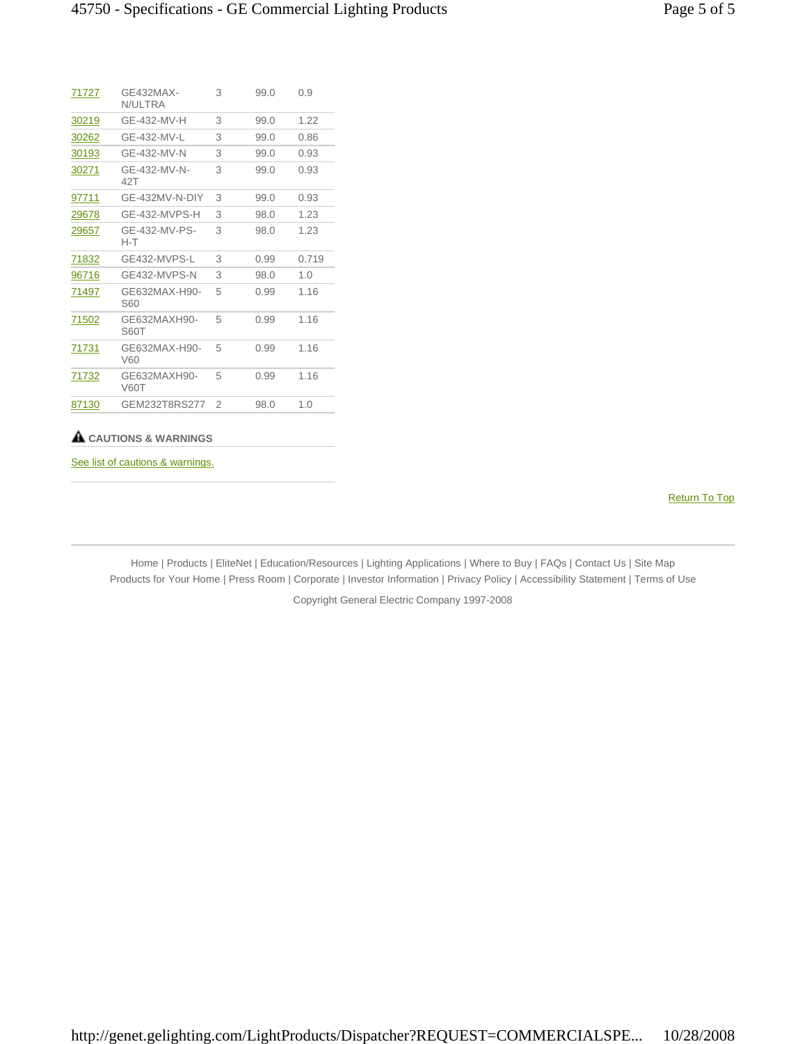| | | | | |
|---|---|---|---|---|
| 71727 | GE432MAX-N/ULTRA | 3 | 99.0 | 0.9 |
| 30219 | GE-432-MV-H | 3 | 99.0 | 1.22 |
| 30262 | GE-432-MV-L | 3 | 99.0 | 0.86 |
| 30193 | GE-432-MV-N | 3 | 99.0 | 0.93 |
| 30271 | GE-432-MV-N-42T | 3 | 99.0 | 0.93 |
| 97711 | GE-432MV-N-DIY | 3 | 99.0 | 0.93 |
| 29678 | GE-432-MVPS-H | 3 | 98.0 | 1.23 |
| 29657 | GE-432-MV-PS-H-T | 3 | 98.0 | 1.23 |
| 71832 | GE432-MVPS-L | 3 | 0.99 | 0.719 |
| 96716 | GE432-MVPS-N | 3 | 98.0 | 1.0 |
| 71497 | GE632MAX-H90-S60 | 5 | 0.99 | 1.16 |
| 71502 | GE632MAXH90-S60T | 5 | 0.99 | 1.16 |
| 71731 | GE632MAX-H90-V60 | 5 | 0.99 | 1.16 |
| 71732 | GE632MAXH90-V60T | 5 | 0.99 | 1.16 |
| 87130 | GEM232T8RS277 | 2 | 98.0 | 1.0 |

**CAUTIONS & WARNINGS**

See list of cautions & warnings.

Return To Top

Home | Products | EliteNet | Education/Resources | Lighting Applications | Where to Buy | FAQs | Contact Us | Site Map
Products for Your Home | Press Room | Corporate | Investor Information | Privacy Policy | Accessibility Statement | Terms of Use

Copyright General Electric Company 1997-2008